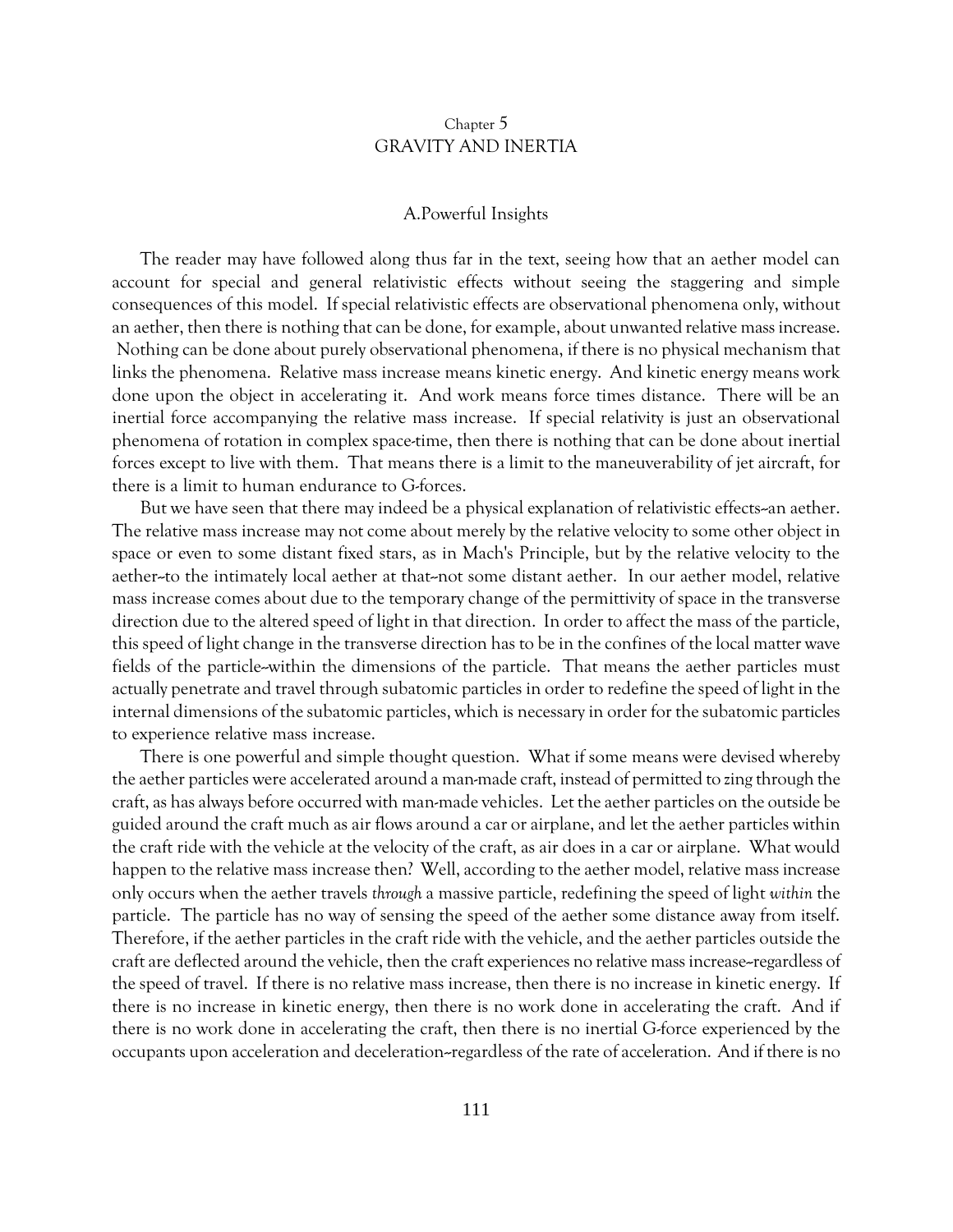# Chapter 5
# GRAVITY AND INERTIA

## A.Powerful Insights

The reader may have followed along thus far in the text, seeing how that an aether model can account for special and general relativistic effects without seeing the staggering and simple consequences of this model. If special relativistic effects are observational phenomena only, without an aether, then there is nothing that can be done, for example, about unwanted relative mass increase. Nothing can be done about purely observational phenomena, if there is no physical mechanism that links the phenomena. Relative mass increase means kinetic energy. And kinetic energy means work done upon the object in accelerating it. And work means force times distance. There will be an inertial force accompanying the relative mass increase. If special relativity is just an observational phenomena of rotation in complex space-time, then there is nothing that can be done about inertial forces except to live with them. That means there is a limit to the maneuverability of jet aircraft, for there is a limit to human endurance to G-forces.

But we have seen that there may indeed be a physical explanation of relativistic effects--an aether. The relative mass increase may not come about merely by the relative velocity to some other object in space or even to some distant fixed stars, as in Mach's Principle, but by the relative velocity to the aether--to the intimately local aether at that--not some distant aether. In our aether model, relative mass increase comes about due to the temporary change of the permittivity of space in the transverse direction due to the altered speed of light in that direction. In order to affect the mass of the particle, this speed of light change in the transverse direction has to be in the confines of the local matter wave fields of the particle--within the dimensions of the particle. That means the aether particles must actually penetrate and travel through subatomic particles in order to redefine the speed of light in the internal dimensions of the subatomic particles, which is necessary in order for the subatomic particles to experience relative mass increase.

There is one powerful and simple thought question. What if some means were devised whereby the aether particles were accelerated around a man-made craft, instead of permitted to zing through the craft, as has always before occurred with man-made vehicles. Let the aether particles on the outside be guided around the craft much as air flows around a car or airplane, and let the aether particles within the craft ride with the vehicle at the velocity of the craft, as air does in a car or airplane. What would happen to the relative mass increase then? Well, according to the aether model, relative mass increase only occurs when the aether travels *through* a massive particle, redefining the speed of light *within* the particle. The particle has no way of sensing the speed of the aether some distance away from itself. Therefore, if the aether particles in the craft ride with the vehicle, and the aether particles outside the craft are deflected around the vehicle, then the craft experiences no relative mass increase--regardless of the speed of travel. If there is no relative mass increase, then there is no increase in kinetic energy. If there is no increase in kinetic energy, then there is no work done in accelerating the craft. And if there is no work done in accelerating the craft, then there is no inertial G-force experienced by the occupants upon acceleration and deceleration--regardless of the rate of acceleration. And if there is no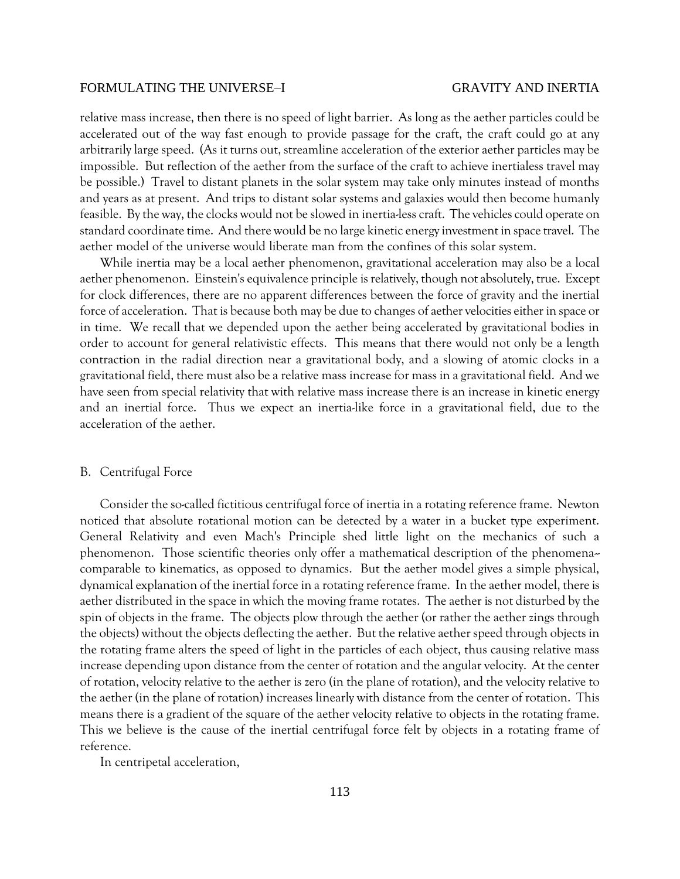relative mass increase, then there is no speed of light barrier. As long as the aether particles could be accelerated out of the way fast enough to provide passage for the craft, the craft could go at any arbitrarily large speed. (As it turns out, streamline acceleration of the exterior aether particles may be impossible. But reflection of the aether from the surface of the craft to achieve inertialess travel may be possible.) Travel to distant planets in the solar system may take only minutes instead of months and years as at present. And trips to distant solar systems and galaxies would then become humanly feasible. By the way, the clocks would not be slowed in inertia-less craft. The vehicles could operate on standard coordinate time. And there would be no large kinetic energy investment in space travel. The aether model of the universe would liberate man from the confines of this solar system.

While inertia may be a local aether phenomenon, gravitational acceleration may also be a local aether phenomenon. Einstein's equivalence principle is relatively, though not absolutely, true. Except for clock differences, there are no apparent differences between the force of gravity and the inertial force of acceleration. That is because both may be due to changes of aether velocities either in space or in time. We recall that we depended upon the aether being accelerated by gravitational bodies in order to account for general relativistic effects. This means that there would not only be a length contraction in the radial direction near a gravitational body, and a slowing of atomic clocks in a gravitational field, there must also be a relative mass increase for mass in a gravitational field. And we have seen from special relativity that with relative mass increase there is an increase in kinetic energy and an inertial force. Thus we expect an inertia-like force in a gravitational field, due to the acceleration of the aether.

## B. Centrifugal Force

Consider the so-called fictitious centrifugal force of inertia in a rotating reference frame. Newton noticed that absolute rotational motion can be detected by a water in a bucket type experiment. General Relativity and even Mach's Principle shed little light on the mechanics of such a phenomenon. Those scientific theories only offer a mathematical description of the phenomena--comparable to kinematics, as opposed to dynamics. But the aether model gives a simple physical, dynamical explanation of the inertial force in a rotating reference frame. In the aether model, there is aether distributed in the space in which the moving frame rotates. The aether is not disturbed by the spin of objects in the frame. The objects plow through the aether (or rather the aether zings through the objects) without the objects deflecting the aether. But the relative aether speed through objects in the rotating frame alters the speed of light in the particles of each object, thus causing relative mass increase depending upon distance from the center of rotation and the angular velocity. At the center of rotation, velocity relative to the aether is zero (in the plane of rotation), and the velocity relative to the aether (in the plane of rotation) increases linearly with distance from the center of rotation. This means there is a gradient of the square of the aether velocity relative to objects in the rotating frame. This we believe is the cause of the inertial centrifugal force felt by objects in a rotating frame of reference.

In centripetal acceleration,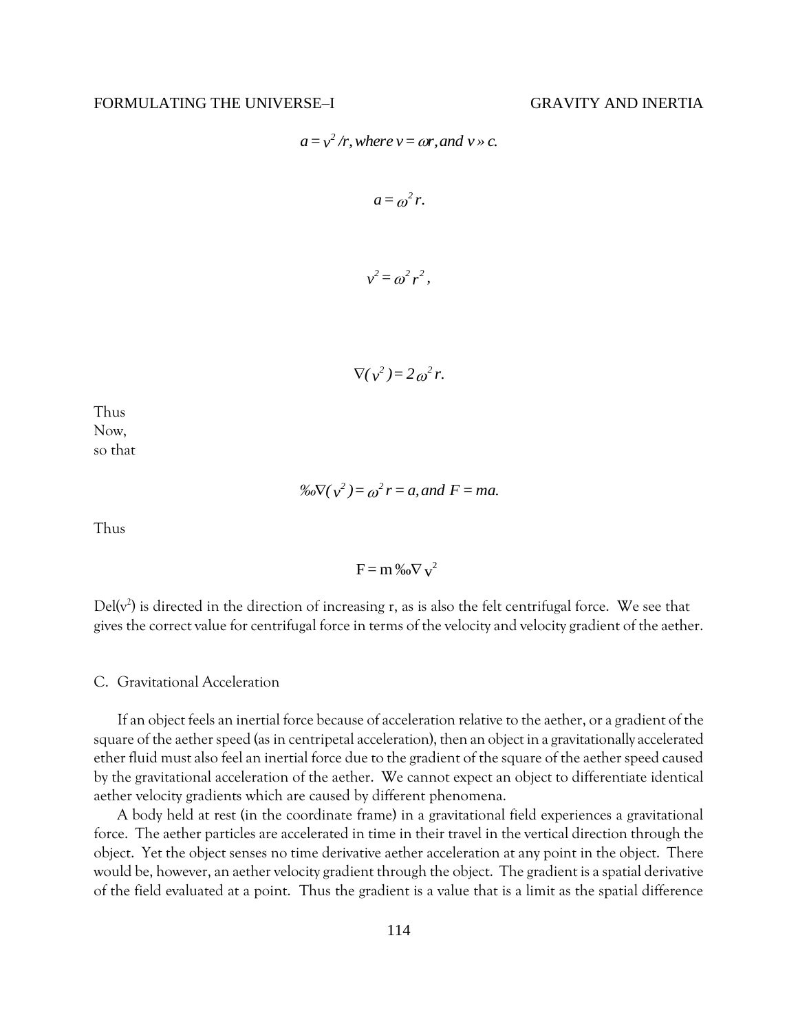$$a = v^2/r, \text{ where } v = \omega r, \text{ and } v » c.$$

$$a = \omega^2 r.$$

$$v^2 = \omega^2 r^2 ,$$

$$\nabla( v^2 ) = 2\,\omega^2 r.$$

Thus
Now,
so that

$$‰\nabla( v^2 ) = \omega^2 r = a, \text{ and } F = ma.$$

Thus

$$F = m\,‰\nabla\, v^2$$

Del($v^2$) is directed in the direction of increasing r, as is also the felt centrifugal force. We see that gives the correct value for centrifugal force in terms of the velocity and velocity gradient of the aether.

## C. Gravitational Acceleration

If an object feels an inertial force because of acceleration relative to the aether, or a gradient of the square of the aether speed (as in centripetal acceleration), then an object in a gravitationally accelerated ether fluid must also feel an inertial force due to the gradient of the square of the aether speed caused by the gravitational acceleration of the aether. We cannot expect an object to differentiate identical aether velocity gradients which are caused by different phenomena.

A body held at rest (in the coordinate frame) in a gravitational field experiences a gravitational force. The aether particles are accelerated in time in their travel in the vertical direction through the object. Yet the object senses no time derivative aether acceleration at any point in the object. There would be, however, an aether velocity gradient through the object. The gradient is a spatial derivative of the field evaluated at a point. Thus the gradient is a value that is a limit as the spatial difference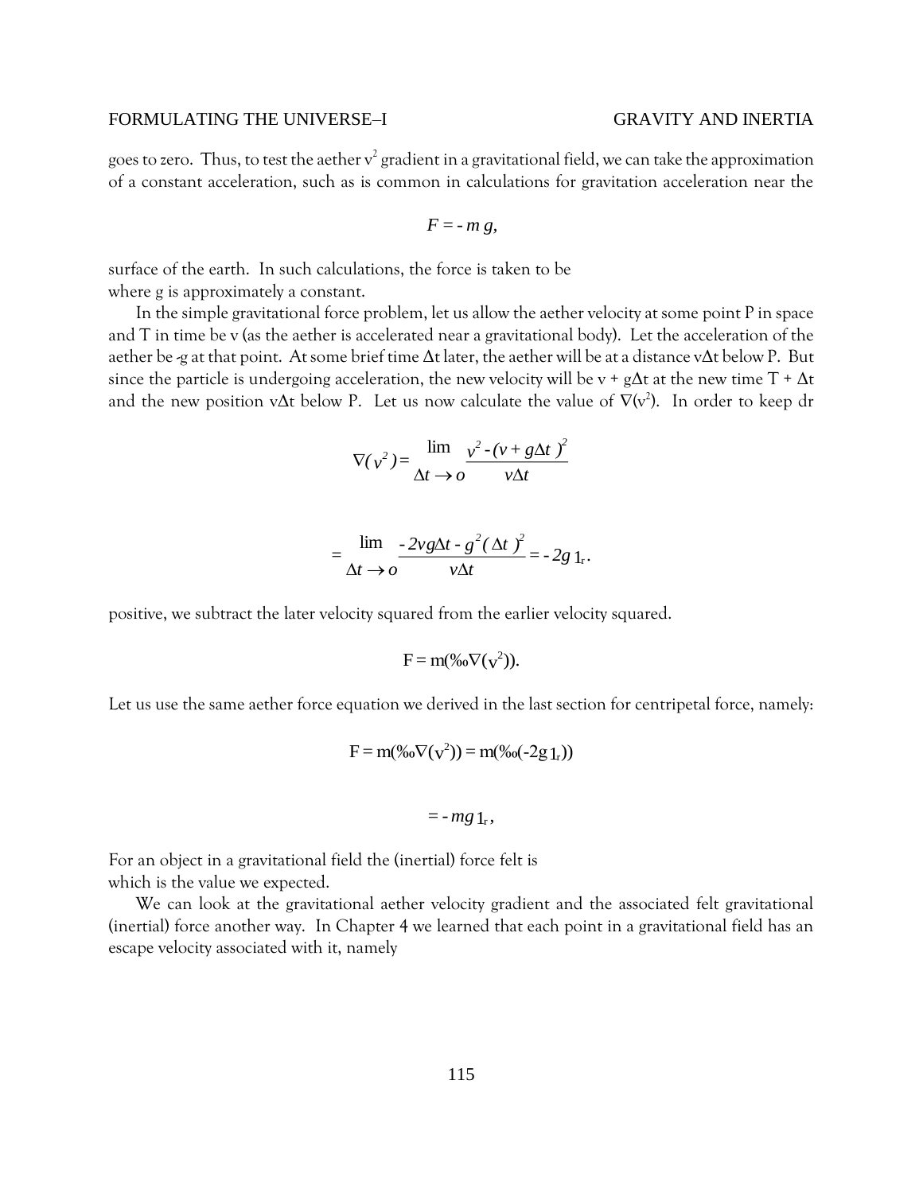goes to zero. Thus, to test the aether $v^2$ gradient in a gravitational field, we can take the approximation of a constant acceleration, such as is common in calculations for gravitation acceleration near the surface of the earth. In such calculations, the force is taken to be

$$F = - m\, g,$$

where g is approximately a constant.

In the simple gravitational force problem, let us allow the aether velocity at some point P in space and T in time be v (as the aether is accelerated near a gravitational body). Let the acceleration of the aether be -g at that point. At some brief time $\Delta t$ later, the aether will be at a distance $v\Delta t$ below P. But since the particle is undergoing acceleration, the new velocity will be $v + g\Delta t$ at the new time $T + \Delta t$ and the new position $v\Delta t$ below P. Let us now calculate the value of $\nabla(v^2)$. In order to keep dr positive, we subtract the later velocity squared from the earlier velocity squared.

$$\nabla(v^2) = \lim_{\Delta t \to o} \frac{v^2 - (v + g\Delta t)^2}{v\Delta t}$$

$$= \lim_{\Delta t \to o} \frac{-2vg\Delta t - g^2(\Delta t)^2}{v\Delta t} = -2g\, 1_r .$$

Let us use the same aether force equation we derived in the last section for centripetal force, namely:

$$F = m(‰\nabla(v^2)).$$

For an object in a gravitational field the (inertial) force felt is

$$F = m(‰\nabla(v^2)) = m(‰(-2g\, 1_r))$$

$$= -mg\, 1_r ,$$

which is the value we expected.

We can look at the gravitational aether velocity gradient and the associated felt gravitational (inertial) force another way. In Chapter 4 we learned that each point in a gravitational field has an escape velocity associated with it, namely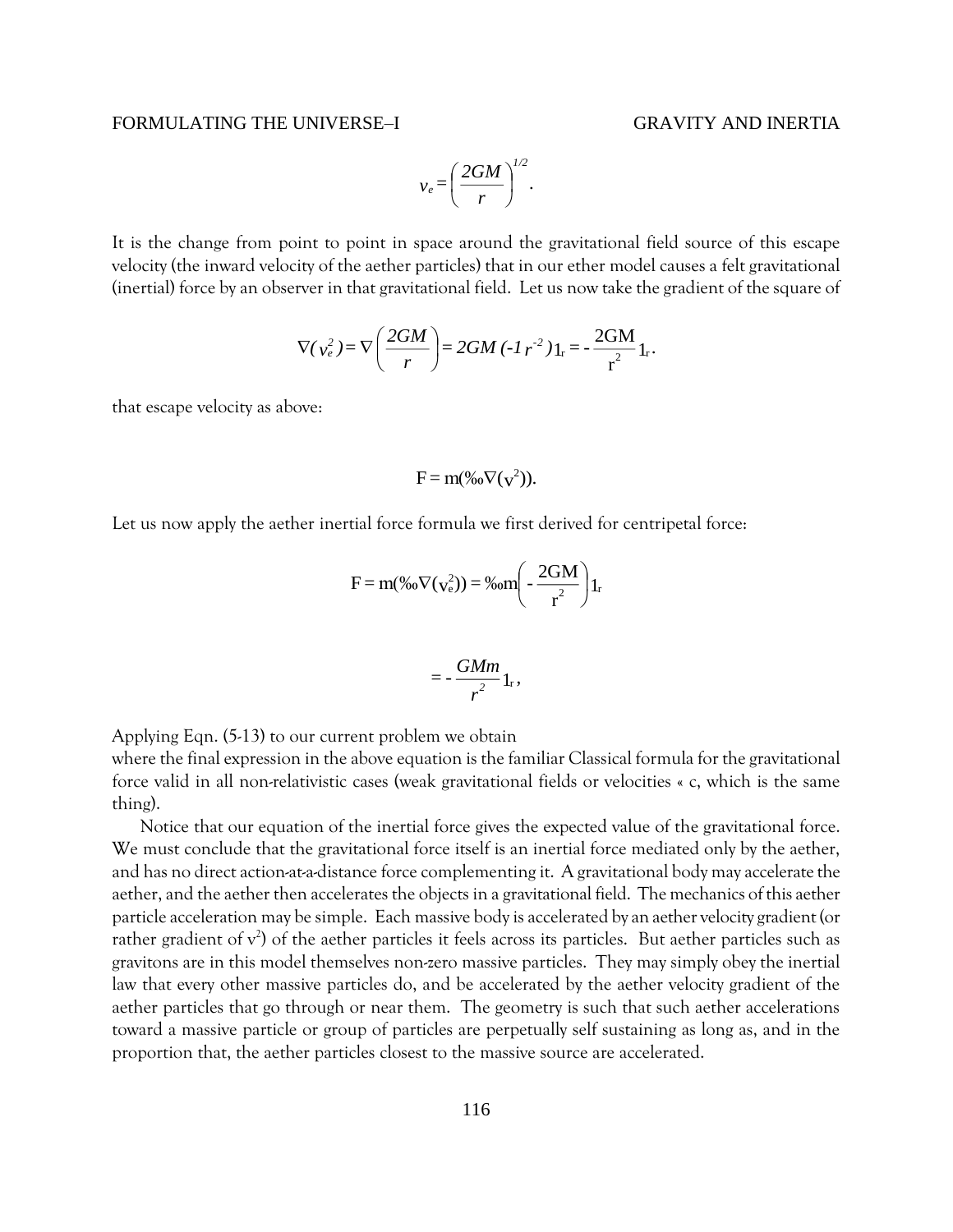$$v_e = \left( \frac{2GM}{r} \right)^{1/2} .$$

It is the change from point to point in space around the gravitational field source of this escape velocity (the inward velocity of the aether particles) that in our ether model causes a felt gravitational (inertial) force by an observer in that gravitational field. Let us now take the gradient of the square of

$$\nabla( v_e^2 ) = \nabla \left( \frac{2GM}{r} \right) = 2GM \,(-1\, r^{-2}\,) 1_r = - \frac{2GM}{r^2} 1_r .$$

that escape velocity as above:

$$F = m(‰\nabla(v^2)).$$

Let us now apply the aether inertial force formula we first derived for centripetal force:

$$F = m(‰\nabla(v_e^2)) = ‰m\left( - \frac{2GM}{r^2} \right) 1_r$$

$$= - \frac{GMm}{r^2} 1_r ,$$

Applying Eqn. (5-13) to our current problem we obtain
where the final expression in the above equation is the familiar Classical formula for the gravitational force valid in all non-relativistic cases (weak gravitational fields or velocities « c, which is the same thing).

Notice that our equation of the inertial force gives the expected value of the gravitational force. We must conclude that the gravitational force itself is an inertial force mediated only by the aether, and has no direct action-at-a-distance force complementing it. A gravitational body may accelerate the aether, and the aether then accelerates the objects in a gravitational field. The mechanics of this aether particle acceleration may be simple. Each massive body is accelerated by an aether velocity gradient (or rather gradient of $v^2$) of the aether particles it feels across its particles. But aether particles such as gravitons are in this model themselves non-zero massive particles. They may simply obey the inertial law that every other massive particles do, and be accelerated by the aether velocity gradient of the aether particles that go through or near them. The geometry is such that such aether accelerations toward a massive particle or group of particles are perpetually self sustaining as long as, and in the proportion that, the aether particles closest to the massive source are accelerated.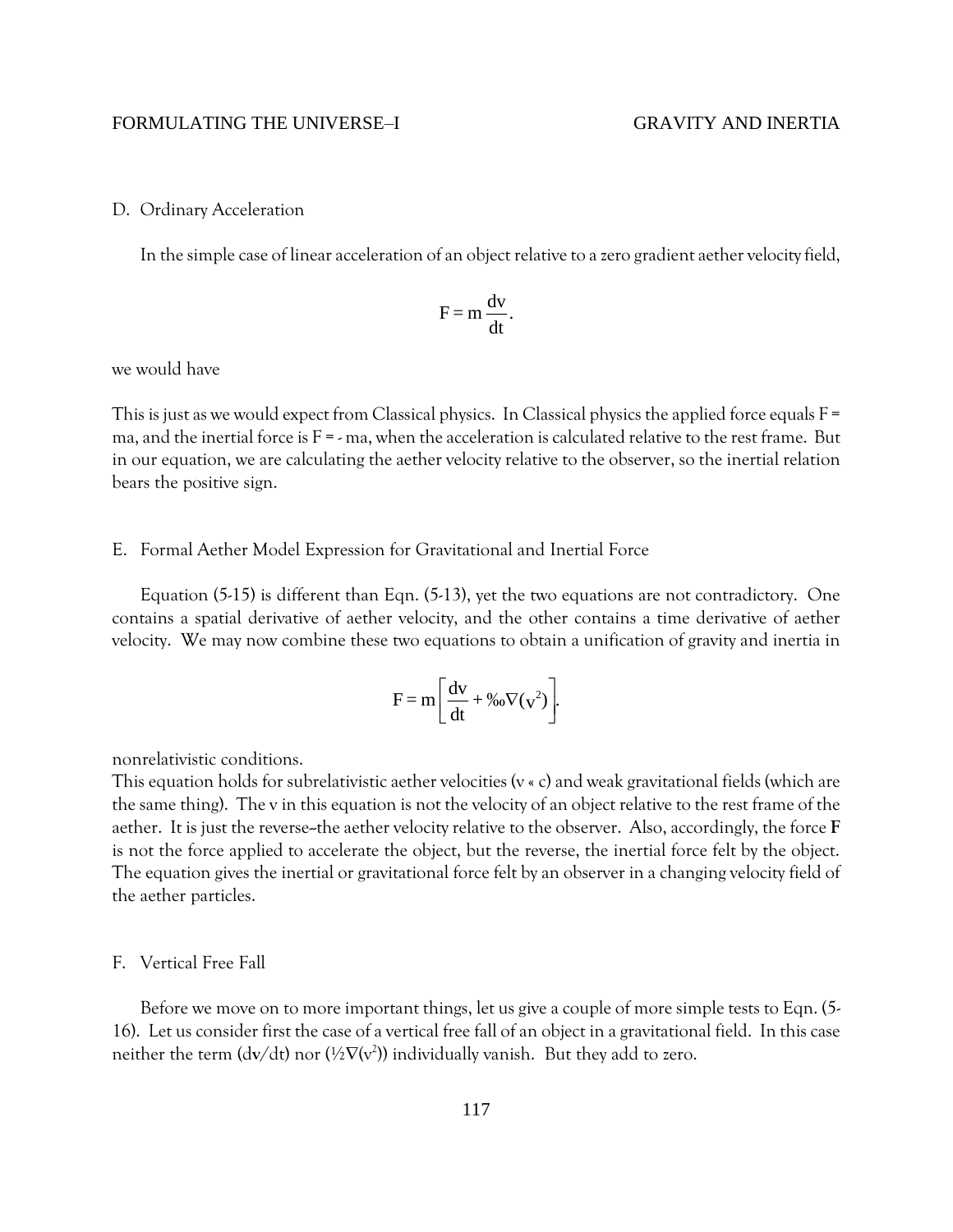## D. Ordinary Acceleration

In the simple case of linear acceleration of an object relative to a zero gradient aether velocity field,

$$F = m\frac{dv}{dt}.$$

we would have

This is just as we would expect from Classical physics. In Classical physics the applied force equals F = ma, and the inertial force is F = - ma, when the acceleration is calculated relative to the rest frame. But in our equation, we are calculating the aether velocity relative to the observer, so the inertial relation bears the positive sign.

## E. Formal Aether Model Expression for Gravitational and Inertial Force

Equation (5-15) is different than Eqn. (5-13), yet the two equations are not contradictory. One contains a spatial derivative of aether velocity, and the other contains a time derivative of aether velocity. We may now combine these two equations to obtain a unification of gravity and inertia in

$$F = m\left[\frac{dv}{dt} + ‰\nabla(v^2)\right].$$

nonrelativistic conditions.

This equation holds for subrelativistic aether velocities (v « c) and weak gravitational fields (which are the same thing). The v in this equation is not the velocity of an object relative to the rest frame of the aether. It is just the reverse–the aether velocity relative to the observer. Also, accordingly, the force **F** is not the force applied to accelerate the object, but the reverse, the inertial force felt by the object. The equation gives the inertial or gravitational force felt by an observer in a changing velocity field of the aether particles.

## F. Vertical Free Fall

Before we move on to more important things, let us give a couple of more simple tests to Eqn. (5-16). Let us consider first the case of a vertical free fall of an object in a gravitational field. In this case neither the term ($dv/dt$) nor ($\frac{1}{2}\nabla(v^2)$) individually vanish. But they add to zero.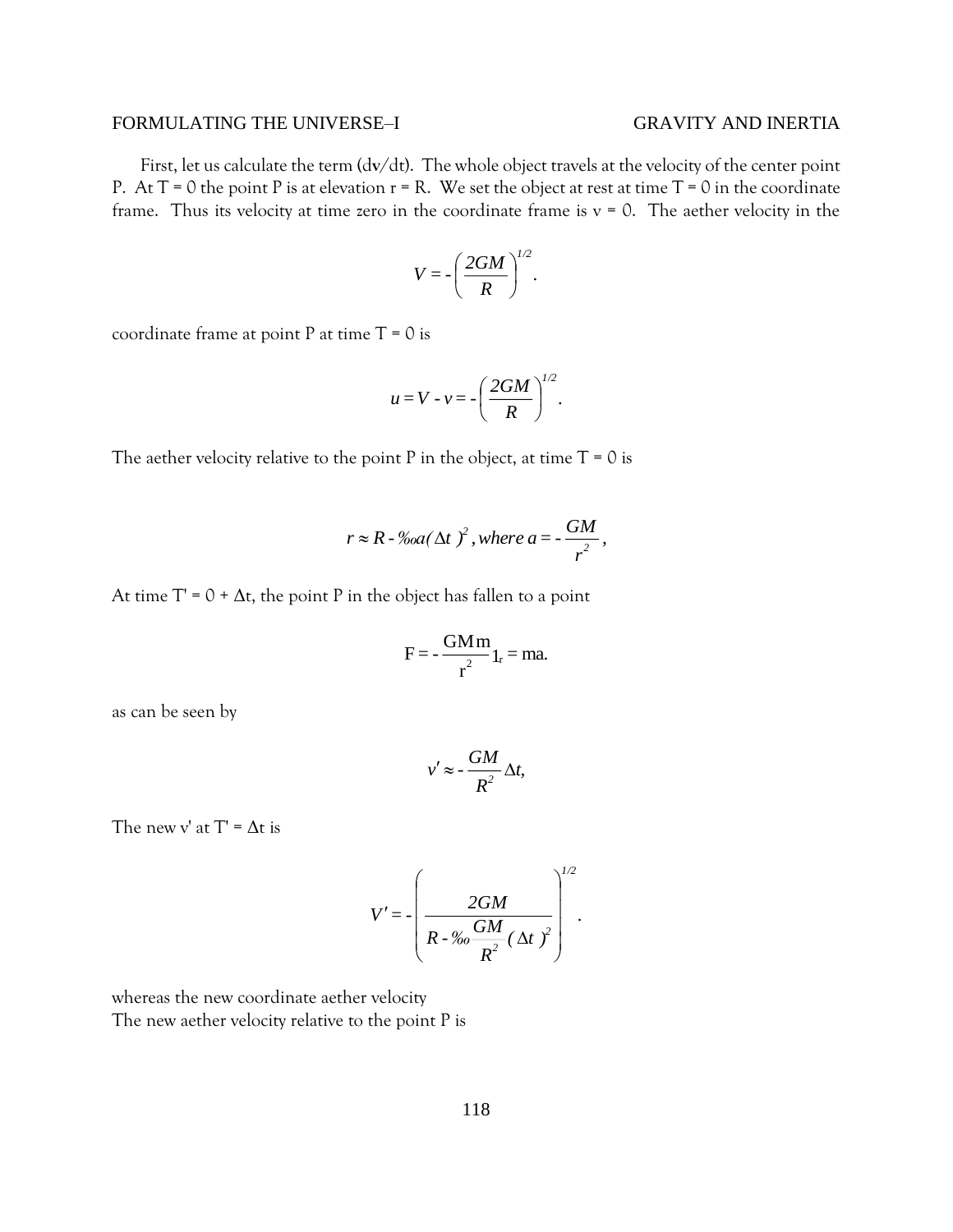First, let us calculate the term ($d\mathbf{v}/dt$). The whole object travels at the velocity of the center point P. At T = 0 the point P is at elevation r = R. We set the object at rest at time T = 0 in the coordinate frame. Thus its velocity at time zero in the coordinate frame is v = 0. The aether velocity in the

$$V = -\left(\frac{2GM}{R}\right)^{1/2}.$$

coordinate frame at point P at time T = 0 is

$$u = V - v = -\left(\frac{2GM}{R}\right)^{1/2}.$$

The aether velocity relative to the point P in the object, at time T = 0 is

$$r \approx R - ‰a(\Delta t)^2, \, where \; a = -\frac{GM}{r^2},$$

At time T' = 0 + Δt, the point P in the object has fallen to a point

$$\mathrm{F} = -\frac{\mathrm{GMm}}{\mathrm{r}^2} 1_r = \mathrm{ma}.$$

as can be seen by

$$v' \approx -\frac{GM}{R^2}\Delta t,$$

The new v' at T' = Δt is

$$V' = -\left(\frac{2GM}{R - ‰\frac{GM}{R^2}(\Delta t)^2}\right)^{1/2}.$$

whereas the new coordinate aether velocity

The new aether velocity relative to the point P is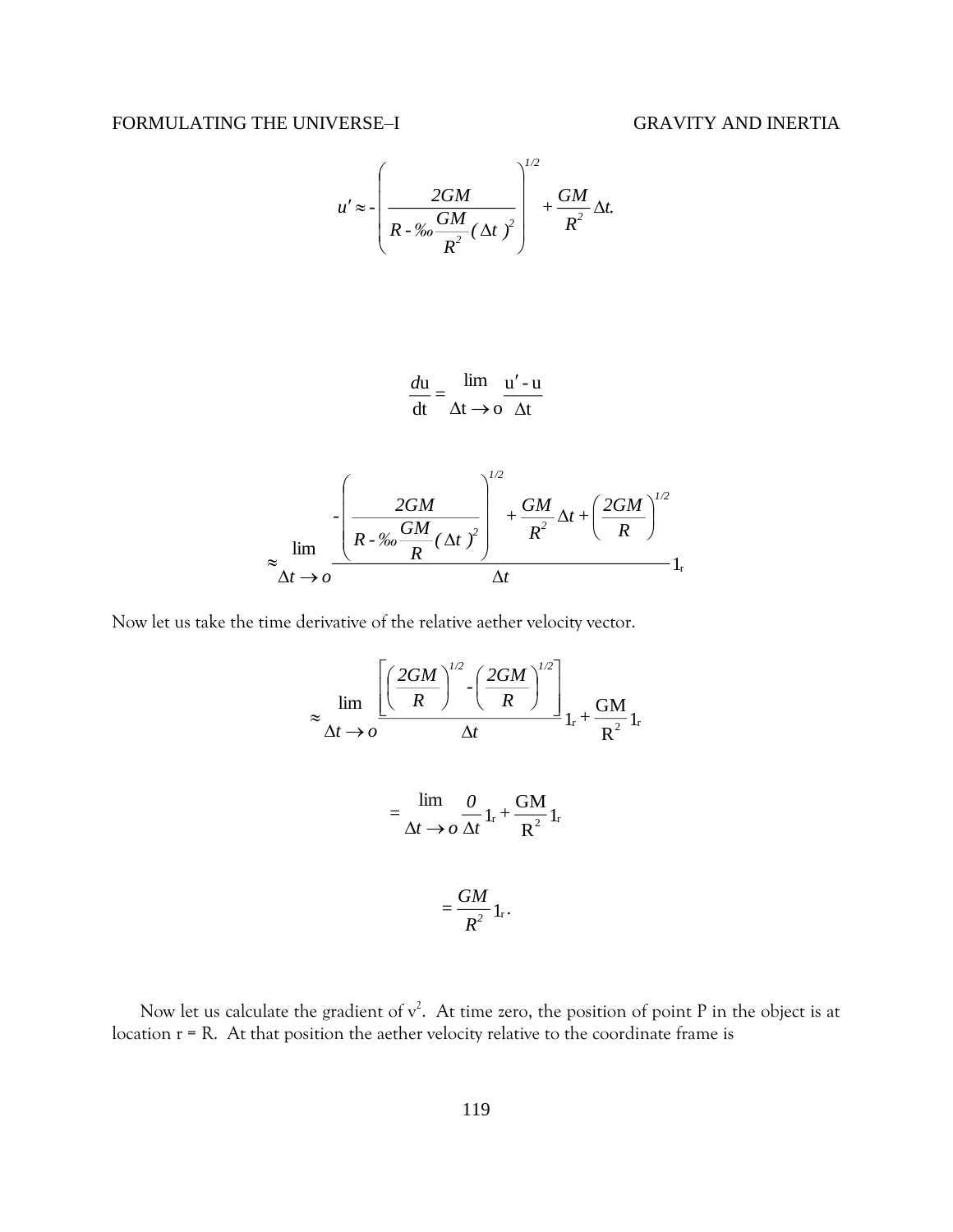$$u' \approx -\left(\frac{2GM}{R - ‰\frac{GM}{R^2}(\Delta t)^2}\right)^{1/2} + \frac{GM}{R^2}\Delta t.$$

$$\frac{d\mathrm{u}}{\mathrm{dt}} = \lim_{\Delta t \to o} \frac{\mathrm{u}' - \mathrm{u}}{\Delta t}$$

$$\approx \lim_{\Delta t \to o} \frac{-\left(\frac{2GM}{R - ‰\frac{GM}{R}(\Delta t)^2}\right)^{1/2} + \frac{GM}{R^2}\Delta t + \left(\frac{2GM}{R}\right)^{1/2}}{\Delta t} 1_r$$

Now let us take the time derivative of the relative aether velocity vector.

$$\approx \lim_{\Delta t \to o} \frac{\left[\left(\frac{2GM}{R}\right)^{1/2} - \left(\frac{2GM}{R}\right)^{1/2}\right]}{\Delta t} 1_r + \frac{\mathrm{GM}}{\mathrm{R}^2} 1_r$$

$$= \lim_{\Delta t \to o} \frac{0}{\Delta t} 1_r + \frac{\mathrm{GM}}{\mathrm{R}^2} 1_r$$

$$= \frac{GM}{R^2} 1_r.$$

Now let us calculate the gradient of $v^2$. At time zero, the position of point P in the object is at location r = R. At that position the aether velocity relative to the coordinate frame is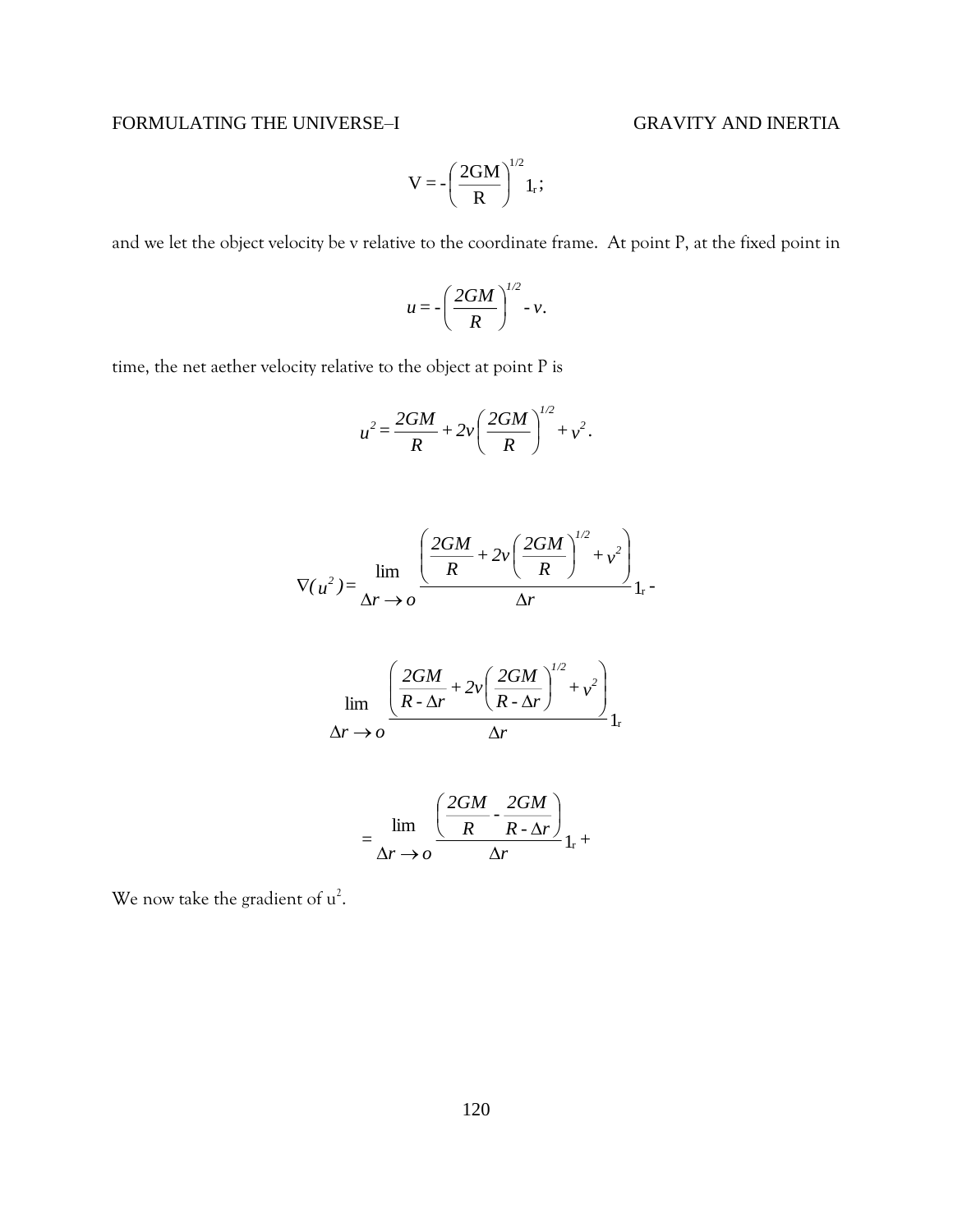$$V = -\left(\frac{2GM}{R}\right)^{1/2} 1_r;$$

and we let the object velocity be v relative to the coordinate frame. At point P, at the fixed point in

$$u = -\left(\frac{2GM}{R}\right)^{1/2} - v.$$

time, the net aether velocity relative to the object at point P is

$$u^2 = \frac{2GM}{R} + 2v\left(\frac{2GM}{R}\right)^{1/2} + v^2.$$

$$\nabla(u^2) = \lim_{\Delta r \to o} \frac{\left(\frac{2GM}{R} + 2v\left(\frac{2GM}{R}\right)^{1/2} + v^2\right)}{\Delta r} 1_r -$$

$$\lim_{\Delta r \to o} \frac{\left(\frac{2GM}{R - \Delta r} + 2v\left(\frac{2GM}{R - \Delta r}\right)^{1/2} + v^2\right)}{\Delta r} 1_r$$

$$= \lim_{\Delta r \to o} \frac{\left(\frac{2GM}{R} - \frac{2GM}{R - \Delta r}\right)}{\Delta r} 1_r +$$

We now take the gradient of $u^2$.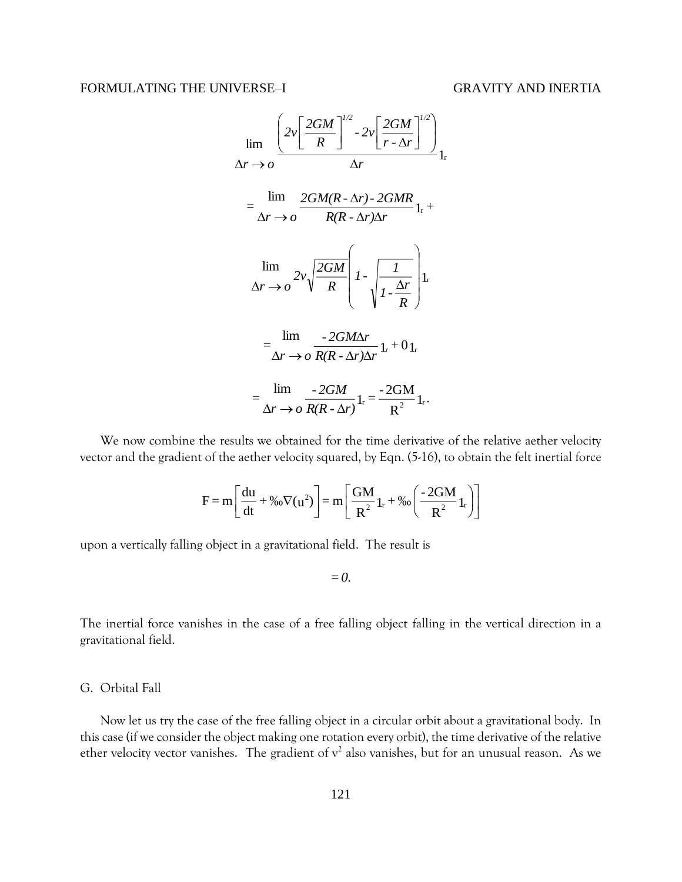$$\lim_{\Delta r \to o} \frac{\left(2v\left[\dfrac{2GM}{R}\right]^{1/2} - 2v\left[\dfrac{2GM}{r - \Delta r}\right]^{1/2}\right)}{\Delta r} 1_r$$

$$= \lim_{\Delta r \to o} \frac{2GM(R - \Delta r) - 2GMR}{R(R - \Delta r)\Delta r} 1_r +$$

$$\lim_{\Delta r \to o} 2v\sqrt{\frac{2GM}{R}}\left(1 - \sqrt{\frac{1}{1 - \dfrac{\Delta r}{R}}}\right) 1_r$$

$$= \lim_{\Delta r \to o} \frac{-2GM\Delta r}{R(R - \Delta r)\Delta r} 1_r + 0\, 1_r$$

$$= \lim_{\Delta r \to o} \frac{-2GM}{R(R - \Delta r)} 1_r = \frac{-2GM}{R^2} 1_r .$$

We now combine the results we obtained for the time derivative of the relative aether velocity vector and the gradient of the aether velocity squared, by Eqn. (5-16), to obtain the felt inertial force

$$F = m\left[\frac{du}{dt} + ‰\nabla(u^2)\right] = m\left[\frac{GM}{R^2} 1_r + ‰\left(\frac{-2GM}{R^2} 1_r\right)\right]$$

upon a vertically falling object in a gravitational field. The result is

$$= 0.$$

The inertial force vanishes in the case of a free falling object falling in the vertical direction in a gravitational field.

## G. Orbital Fall

Now let us try the case of the free falling object in a circular orbit about a gravitational body. In this case (if we consider the object making one rotation every orbit), the time derivative of the relative ether velocity vector vanishes. The gradient of $v^2$ also vanishes, but for an unusual reason. As we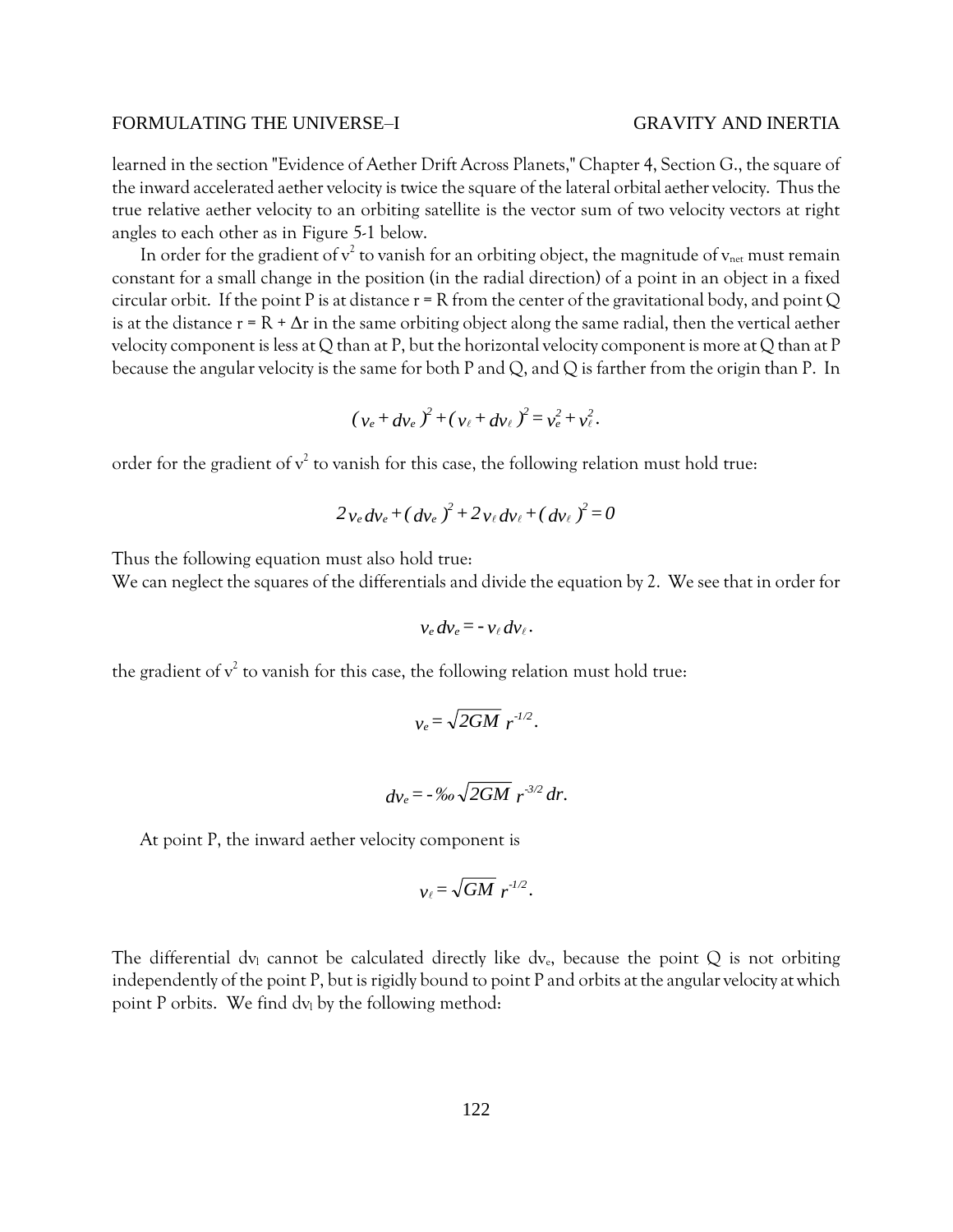learned in the section "Evidence of Aether Drift Across Planets," Chapter 4, Section G., the square of the inward accelerated aether velocity is twice the square of the lateral orbital aether velocity. Thus the true relative aether velocity to an orbiting satellite is the vector sum of two velocity vectors at right angles to each other as in Figure 5-1 below.

In order for the gradient of $v^2$ to vanish for an orbiting object, the magnitude of $v_{net}$ must remain constant for a small change in the position (in the radial direction) of a point in an object in a fixed circular orbit. If the point P is at distance r = R from the center of the gravitational body, and point Q is at the distance r = R + Δr in the same orbiting object along the same radial, then the vertical aether velocity component is less at Q than at P, but the horizontal velocity component is more at Q than at P because the angular velocity is the same for both P and Q, and Q is farther from the origin than P. In

$$(v_e + dv_e)^2 + (v_\ell + dv_\ell)^2 = v_e^2 + v_\ell^2.$$

order for the gradient of $v^2$ to vanish for this case, the following relation must hold true:

$$2v_e dv_e + (dv_e)^2 + 2v_\ell dv_\ell + (dv_\ell)^2 = 0$$

Thus the following equation must also hold true:
We can neglect the squares of the differentials and divide the equation by 2. We see that in order for

$$v_e dv_e = -v_\ell dv_\ell.$$

the gradient of $v^2$ to vanish for this case, the following relation must hold true:

$$v_e = \sqrt{2GM}\, r^{-1/2}.$$

$$dv_e = -‰\sqrt{2GM}\, r^{-3/2}\, dr.$$

At point P, the inward aether velocity component is

$$v_\ell = \sqrt{GM}\, r^{-1/2}.$$

The differential $dv_l$ cannot be calculated directly like $dv_e$, because the point Q is not orbiting independently of the point P, but is rigidly bound to point P and orbits at the angular velocity at which point P orbits. We find $dv_l$ by the following method: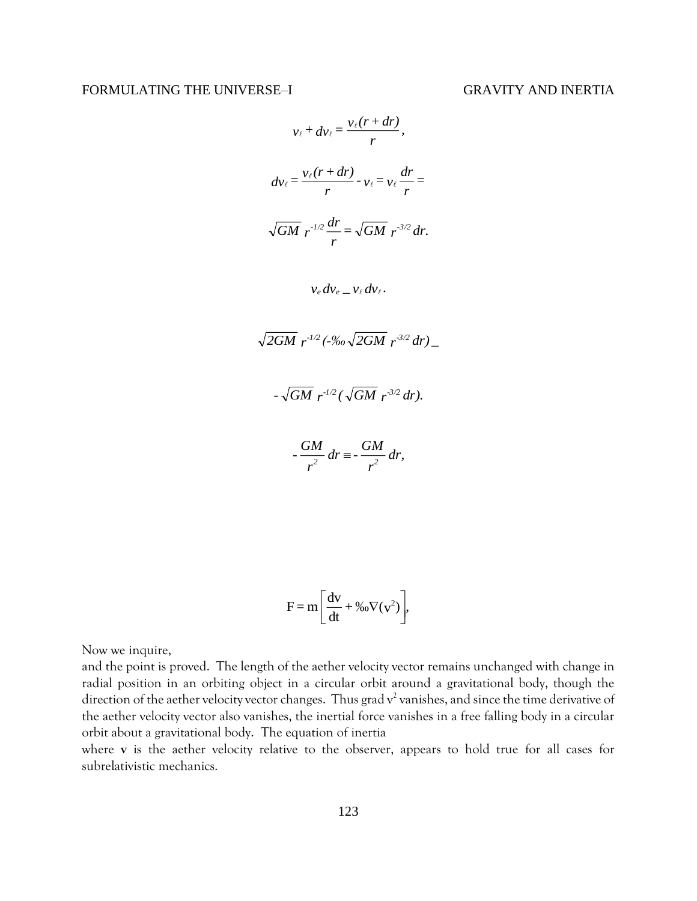$$v_\ell + dv_\ell = \frac{v_\ell (r + dr)}{r},$$

$$dv_\ell = \frac{v_\ell (r + dr)}{r} - v_\ell = v_\ell \frac{dr}{r} =$$

$$\sqrt{GM}\, r^{-1/2} \frac{dr}{r} = \sqrt{GM}\, r^{-3/2}\, dr.$$

$$v_e\, dv_e \_ v_\ell\, dv_\ell .$$

$$\sqrt{2GM}\, r^{-1/2} (-‰ \sqrt{2GM}\, r^{-3/2}\, dr) \_$$

$$- \sqrt{GM}\, r^{-1/2} ( \sqrt{GM}\, r^{-3/2}\, dr).$$

$$- \frac{GM}{r^2}\, dr \equiv - \frac{GM}{r^2}\, dr,$$

$$\mathrm{F} = \mathrm{m}\left[\frac{\mathrm{dv}}{\mathrm{dt}} + ‰\nabla(\mathrm{v}^2)\right],$$

Now we inquire,

and the point is proved. The length of the aether velocity vector remains unchanged with change in radial position in an orbiting object in a circular orbit around a gravitational body, though the direction of the aether velocity vector changes. Thus grad $v^2$ vanishes, and since the time derivative of the aether velocity vector also vanishes, the inertial force vanishes in a free falling body in a circular orbit about a gravitational body. The equation of inertia

where **v** is the aether velocity relative to the observer, appears to hold true for all cases for subrelativistic mechanics.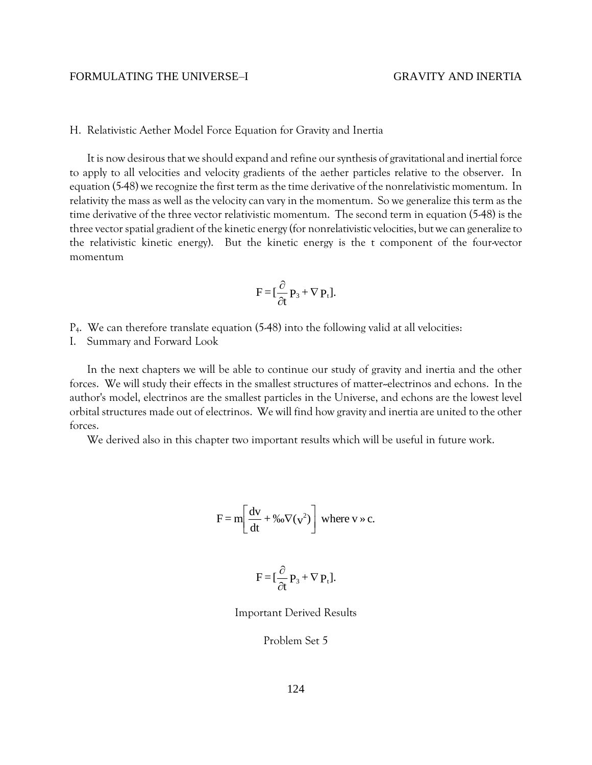## H. Relativistic Aether Model Force Equation for Gravity and Inertia

It is now desirous that we should expand and refine our synthesis of gravitational and inertial force to apply to all velocities and velocity gradients of the aether particles relative to the observer. In equation (5-48) we recognize the first term as the time derivative of the nonrelativistic momentum. In relativity the mass as well as the velocity can vary in the momentum. So we generalize this term as the time derivative of the three vector relativistic momentum. The second term in equation (5-48) is the three vector spatial gradient of the kinetic energy (for nonrelativistic velocities, but we can generalize to the relativistic kinetic energy). But the kinetic energy is the t component of the four-vector momentum

$$F = [\frac{\partial}{\partial t} P_3 + \nabla P_t].$$

$P_4$. We can therefore translate equation (5-48) into the following valid at all velocities:

## I. Summary and Forward Look

In the next chapters we will be able to continue our study of gravity and inertia and the other forces. We will study their effects in the smallest structures of matter--electrinos and echons. In the author's model, electrinos are the smallest particles in the Universe, and echons are the lowest level orbital structures made out of electrinos. We will find how gravity and inertia are united to the other forces.

We derived also in this chapter two important results which will be useful in future work.

$$F = m\left[\frac{dv}{dt} + ‰\nabla(v^2)\right] \text{ where } v » c.$$

$$F = [\frac{\partial}{\partial t} P_3 + \nabla P_t].$$

Important Derived Results

Problem Set 5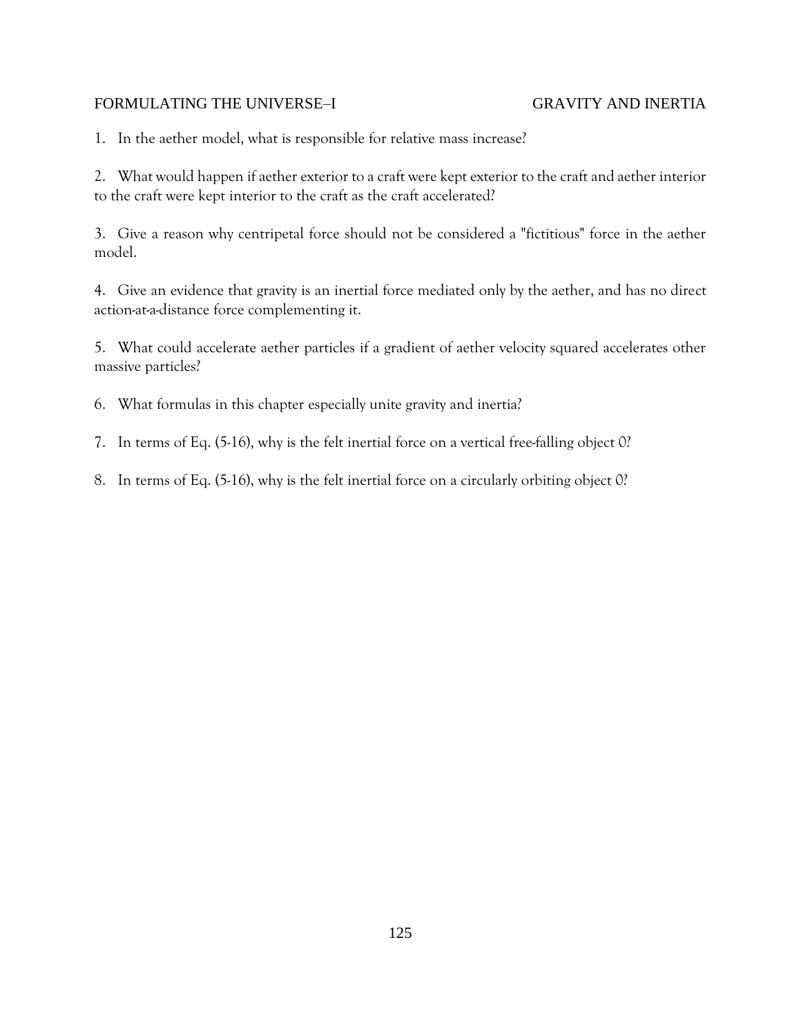1. In the aether model, what is responsible for relative mass increase?

2. What would happen if aether exterior to a craft were kept exterior to the craft and aether interior to the craft were kept interior to the craft as the craft accelerated?

3. Give a reason why centripetal force should not be considered a "fictitious" force in the aether model.

4. Give an evidence that gravity is an inertial force mediated only by the aether, and has no direct action-at-a-distance force complementing it.

5. What could accelerate aether particles if a gradient of aether velocity squared accelerates other massive particles?

6. What formulas in this chapter especially unite gravity and inertia?

7. In terms of Eq. (5-16), why is the felt inertial force on a vertical free-falling object 0?

8. In terms of Eq. (5-16), why is the felt inertial force on a circularly orbiting object 0?